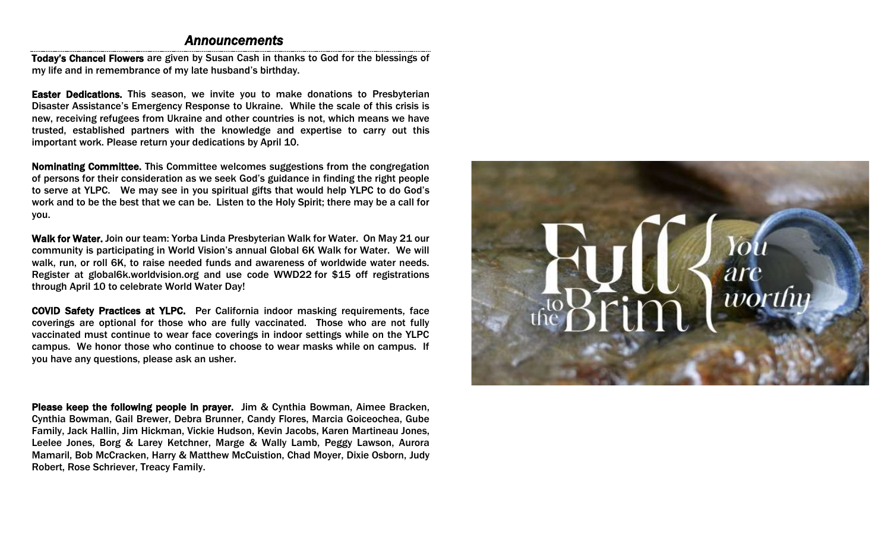## *Announcements*

**Today's Chancel Flowers** are given by Susan Cash in thanks to God for the blessings of my life and in remembrance of my late husband's birthday.

**Easter Dedications.** This season, we invite you to make donations to Presbyterian Disaster Assistance's Emergency Response to Ukraine. While the scale of this crisis is new, receiving refugees from Ukraine and other countries is not, which means we have trusted, established partners with the knowledge and expertise to carry out this important work. Please return your dedications by April 10.

**Nominating Committee.** This Committee welcomes suggestions from the congregation of persons for their consideration as we seek God's guidance in finding the right people to serve at YLPC. We may see in you spiritual gifts that would help YLPC to do God's work and to be the best that we can be. Listen to the Holy Spirit; there may be a call for you.

**Walk for Water.** Join our team: Yorba Linda Presbyterian Walk for Water. On May 21 our community is participating in World Vision's annual Global 6K Walk for Water. We will walk, run, or roll 6K, to raise needed funds and awareness of worldwide water needs. Register at global6k.worldvision.org and use code WWD22 for $15 off registrations through April 10 to celebrate World Water Day!

**COVID Safety Practices at YLPC.** Per California indoor masking requirements, face coverings are optional for those who are fully vaccinated. Those who are not fully vaccinated must continue to wear face coverings in indoor settings while on the YLPC campus. We honor those who continue to choose to wear masks while on campus. If you have any questions, please ask an usher.

**Please keep the following people in prayer.** Jim & Cynthia Bowman, Aimee Bracken, Cynthia Bowman, Gail Brewer, Debra Brunner, Candy Flores, Marcia Goiceochea, Gube Family, Jack Hallin, Jim Hickman, Vickie Hudson, Kevin Jacobs, Karen Martineau Jones, Leelee Jones, Borg & Larey Ketchner, Marge & Wally Lamb, Peggy Lawson, Aurora Mamaril, Bob McCracken, Harry & Matthew McCuistion, Chad Moyer, Dixie Osborn, Judy Robert, Rose Schriever, Treacy Family.

Full to the Brim { You are worthy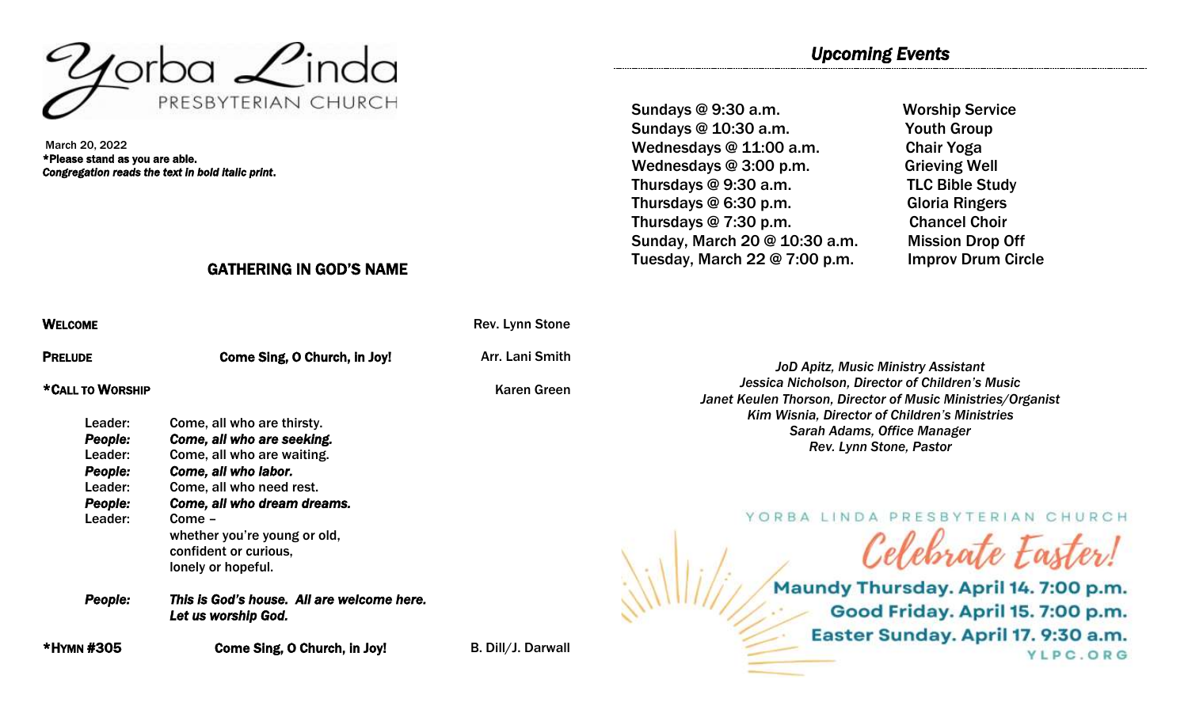Yorba Linda
PRESBYTERIAN CHURCH

March 20, 2022
***Please stand as you are able.***
***Congregation reads the text in bold italic print.***

## GATHERING IN GOD'S NAME

**WELCOME** — Rev. Lynn Stone

**PRELUDE** — **Come Sing, O Church, in Joy!** — Arr. Lani Smith

**\*CALL TO WORSHIP** — Karen Green

Leader: Come, all who are thirsty.
***People: Come, all who are seeking.***
Leader: Come, all who are waiting.
***People: Come, all who labor.***
Leader: Come, all who need rest.
***People: Come, all who dream dreams.***
Leader: Come –
whether you're young or old,
confident or curious,
lonely or hopeful.

***People: This is God's house. All are welcome here.***
***Let us worship God.***

**\*HYMN #305** — **Come Sing, O Church, in Joy!** — B. Dill/J. Darwall

## *Upcoming Events*

| | |
|---|---|
| Sundays @ 9:30 a.m. | Worship Service |
| Sundays @ 10:30 a.m. | Youth Group |
| Wednesdays @ 11:00 a.m. | Chair Yoga |
| Wednesdays @ 3:00 p.m. | Grieving Well |
| Thursdays @ 9:30 a.m. | TLC Bible Study |
| Thursdays @ 6:30 p.m. | Gloria Ringers |
| Thursdays @ 7:30 p.m. | Chancel Choir |
| Sunday, March 20 @ 10:30 a.m. | Mission Drop Off |
| Tuesday, March 22 @ 7:00 p.m. | Improv Drum Circle |

*JoD Apitz, Music Ministry Assistant*
*Jessica Nicholson, Director of Children's Music*
*Janet Keulen Thorson, Director of Music Ministries/Organist*
*Kim Wisnia, Director of Children's Ministries*
*Sarah Adams, Office Manager*
*Rev. Lynn Stone, Pastor*

YORBA LINDA PRESBYTERIAN CHURCH

*Celebrate Easter!*

**Maundy Thursday. April 14. 7:00 p.m.**
**Good Friday. April 15. 7:00 p.m.**
**Easter Sunday. April 17. 9:30 a.m.**
YLPC.ORG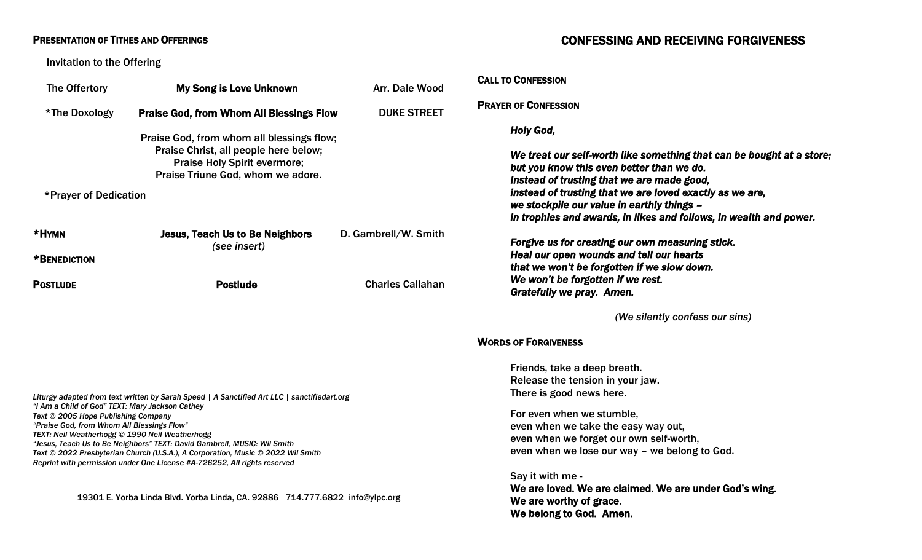**PRESENTATION OF TITHES AND OFFERINGS**

Invitation to the Offering

| | | |
|---|---|---|
| The Offertory | **My Song is Love Unknown** | Arr. Dale Wood |
| *The Doxology | **Praise God, from Whom All Blessings Flow** | DUKE STREET |

Praise God, from whom all blessings flow;
Praise Christ, all people here below;
Praise Holy Spirit evermore;
Praise Triune God, whom we adore.

*Prayer of Dedication

**\*HYMN** — **Jesus, Teach Us to Be Neighbors** *(see insert)* — D. Gambrell/W. Smith

**\*BENEDICTION**

**POSTLUDE** — **Postlude** — Charles Callahan

*Liturgy adapted from text written by Sarah Speed | A Sanctified Art LLC | sanctifiedart.org*
*"I Am a Child of God" TEXT: Mary Jackson Cathey*
*Text © 2005 Hope Publishing Company*
*"Praise God, from Whom All Blessings Flow"*
*TEXT: Neil Weatherhogg © 1990 Neil Weatherhogg*
*"Jesus, Teach Us to Be Neighbors" TEXT: David Gambrell, MUSIC: Wil Smith*
*Text © 2022 Presbyterian Church (U.S.A.), A Corporation, Music © 2022 Wil Smith*
*Reprint with permission under One License #A-726252, All rights reserved*

19301 E. Yorba Linda Blvd. Yorba Linda, CA. 92886 714.777.6822 info@ylpc.org

## CONFESSING AND RECEIVING FORGIVENESS

**CALL TO CONFESSION**

**PRAYER OF CONFESSION**

***Holy God,***

***We treat our self-worth like something that can be bought at a store;***
***but you know this even better than we do.***
***Instead of trusting that we are made good,***
***instead of trusting that we are loved exactly as we are,***
***we stockpile our value in earthly things –***
***in trophies and awards, in likes and follows, in wealth and power.***

***Forgive us for creating our own measuring stick.***
***Heal our open wounds and tell our hearts***
***that we won't be forgotten if we slow down.***
***We won't be forgotten if we rest.***
***Gratefully we pray. Amen.***

*(We silently confess our sins)*

**WORDS OF FORGIVENESS**

Friends, take a deep breath.
Release the tension in your jaw.
There is good news here.

For even when we stumble,
even when we take the easy way out,
even when we forget our own self-worth,
even when we lose our way – we belong to God.

Say it with me -
**We are loved. We are claimed. We are under God's wing.**
**We are worthy of grace.**
**We belong to God. Amen.**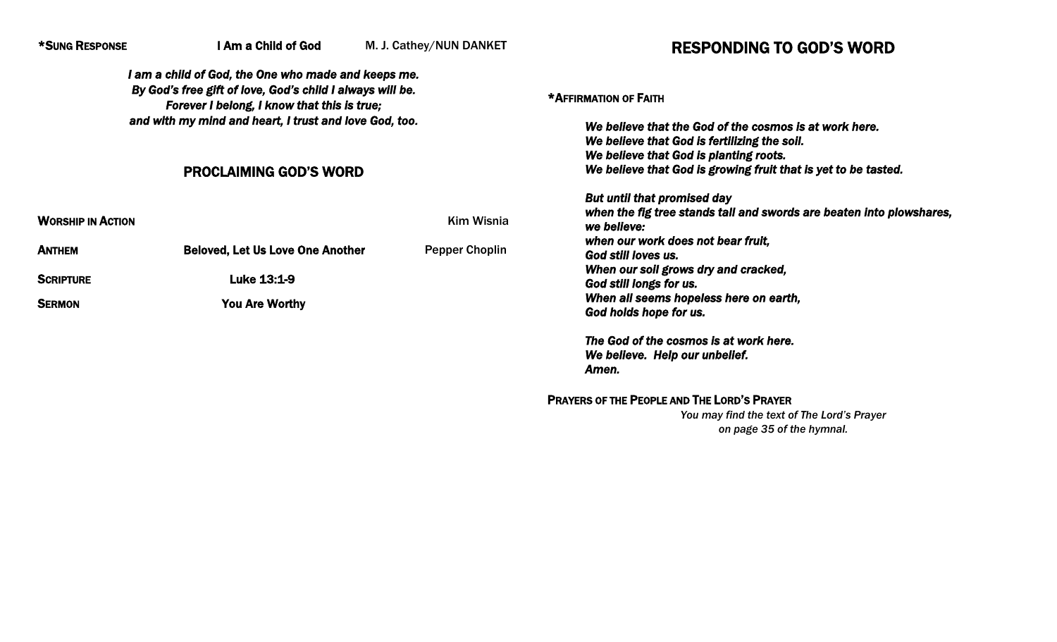**\*Sung Response** **I Am a Child of God** M. J. Cathey/NUN DANKET

*I am a child of God, the One who made and keeps me.*
*By God's free gift of love, God's child I always will be.*
*Forever I belong, I know that this is true;*
*and with my mind and heart, I trust and love God, too.*

## PROCLAIMING GOD'S WORD

**Worship in Action** Kim Wisnia

**Anthem** **Beloved, Let Us Love One Another** Pepper Choplin

**Scripture** **Luke 13:1-9**

**Sermon** **You Are Worthy**

## RESPONDING TO GOD'S WORD

**\*Affirmation of Faith**

*We believe that the God of the cosmos is at work here.*
*We believe that God is fertilizing the soil.*
*We believe that God is planting roots.*
*We believe that God is growing fruit that is yet to be tasted.*

*But until that promised day*
*when the fig tree stands tall and swords are beaten into plowshares,*
*we believe:*
*when our work does not bear fruit,*
*God still loves us.*
*When our soil grows dry and cracked,*
*God still longs for us.*
*When all seems hopeless here on earth,*
*God holds hope for us.*

*The God of the cosmos is at work here.*
*We believe. Help our unbelief.*
*Amen.*

**Prayers of the People and The Lord's Prayer**

*You may find the text of The Lord's Prayer*
*on page 35 of the hymnal.*